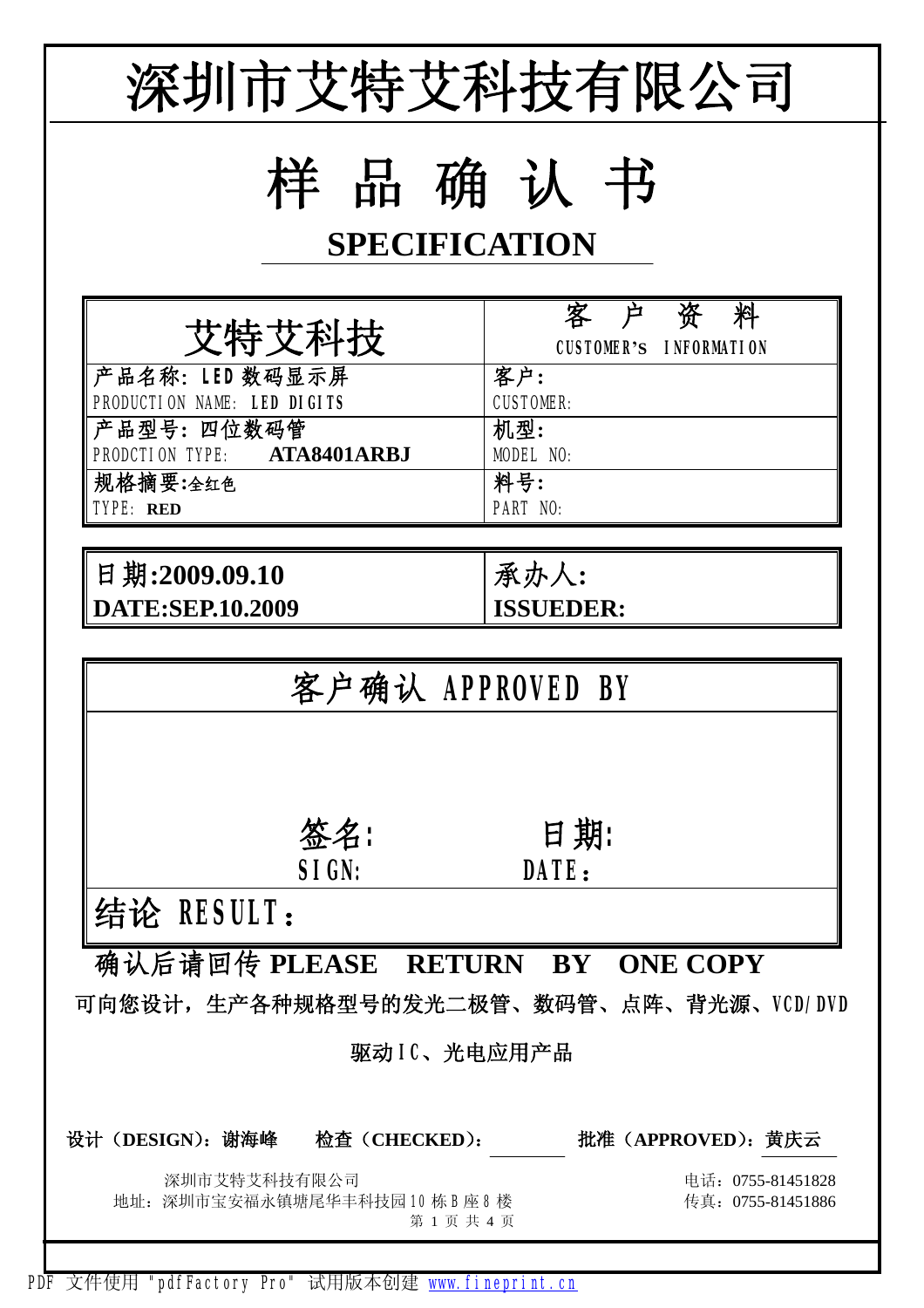# 深圳市艾特艾科技有限公司

# 样 品 确 认 书

## SPECIFICATION

| 艾特艾科技 | 客 户 资 料<br>CUSTOMER's INFORMATION |
|---|---|
| 产品名称: LED 数码显示屏<br>PRODUCTION NAME: LED DIGITS | 客户:<br>CUSTOMER: |
| 产品型号: 四位数码管<br>PRODCTION TYPE: **ATA8401ARBJ** | 机型:<br>MODEL NO: |
| 规格摘要:全红色<br>TYPE: **RED** | 料号:<br>PART NO: |

| 日期:2009.09.10<br>DATE:SEP.10.2009 | 承办人:<br>ISSUEDER: |
|---|---|

| 客户确认 APPROVED BY | |
|---|---|
| 签名:<br>SIGN: | 日期:<br>DATE: |
| 结论 RESULT: | |

**确认后请回传 PLEASE RETURN BY ONE COPY**

可向您设计，生产各种规格型号的发光二极管、数码管、点阵、背光源、VCD/DVD 驱动IC、光电应用产品

设计（DESIGN）：谢海峰　检查（CHECKED）：　批准（APPROVED）：黄庆云

深圳市艾特艾科技有限公司
地址：深圳市宝安福永镇塘尾华丰科技园10栋B座8楼
电话：0755-81451828
传真：0755-81451886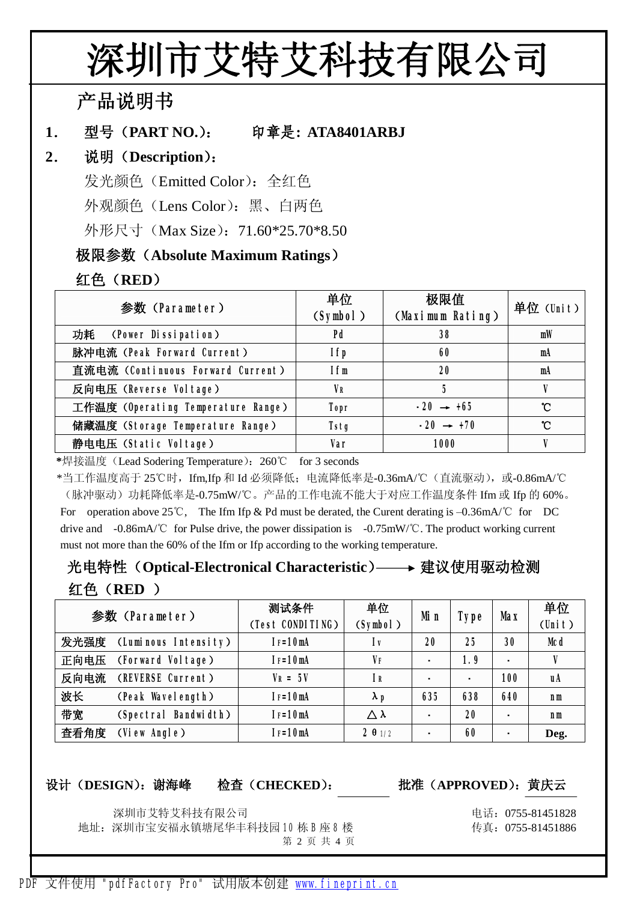# 深圳市艾特艾科技有限公司

## 产品说明书

**1.　型号（PART NO.）：　印章是：ATA8401ARBJ**

**2.　说明（Description）：**

发光颜色（Emitted Color）：全红色

外观颜色（Lens Color）：黑、白两色

外形尺寸（Max Size）：71.60*25.70*8.50

### 极限参数（Absolute Maximum Ratings）

**红色（RED）**

| 参数（Parameter） | 单位（Symbol） | 极限值（Maximum Rating） | 单位（Unit） |
|---|---|---|---|
| 功耗　（Power Dissipation） | Pd | 38 | mW |
| 脉冲电流（Peak Forward Current） | Ifp | 60 | mA |
| 直流电流（Continuous Forward Current） | Ifm | 20 | mA |
| 反向电压（Reverse Voltage） | $V_R$ | 5 | V |
| 工作温度（Operating Temperature Range） | Topr | -20 → +65 | ℃ |
| 储藏温度（Storage Temperature Range） | Tstg | -20 → +70 | ℃ |
| 静电电压（Static Voltage） | Var | 1000 | V |

*焊接温度（Lead Sodering Temperature）：260℃　for 3 seconds

*当工作温度高于 25℃时，Ifm,Ifp 和 Id 必须降低；电流降低率是-0.36mA/℃（直流驱动），或-0.86mA/℃（脉冲驱动）功耗降低率是-0.75mW/℃。产品的工作电流不能大于对应工作温度条件 Ifm 或 Ifp 的 60%。
For operation above 25℃, The Ifm Ifp & Pd must be derated, the Curent derating is –0.36mA/℃ for DC drive and -0.86mA/℃ for Pulse drive, the power dissipation is -0.75mW/℃. The product working current must not more than the 60% of the Ifm or Ifp according to the working temperature.

### 光电特性（Optical-Electronical Characteristic）——→ 建议使用驱动检测

**红色（RED ）**

| 参数（Parameter） | 测试条件（Test CONDITING） | 单位（Symbol） | Min | Type | Max | 单位（Unit） |
|---|---|---|---|---|---|---|
| 发光强度　(Luminous Intensity) | $I_F$=10mA | $I_V$ | 20 | 25 | 30 | Mcd |
| 正向电压　(Forward Voltage) | $I_F$=10mA | $V_F$ | - | 1.9 | - | V |
| 反向电流　(REVERSE Current) | $V_R$ = 5V | $I_R$ | - | - | 100 | uA |
| 波长　(Peak Wavelength) | $I_F$=10mA | $\lambda_p$ | 635 | 638 | 640 | nm |
| 带宽　(Spectral Bandwidth) | $I_F$=10mA | $\Delta\lambda$ | - | 20 | - | nm |
| 查看角度　(View Angle) | $I_F$=10mA | $2\theta_{1/2}$ | - | 60 | - | Deg. |

**设计（DESIGN）：谢海峰　　检查（CHECKED）：　　　　批准（APPROVED）：黄庆云**

深圳市艾特艾科技有限公司
地址：深圳市宝安福永镇塘尾华丰科技园 10 栋 B 座 8 楼
电话：0755-81451828
传真：0755-81451886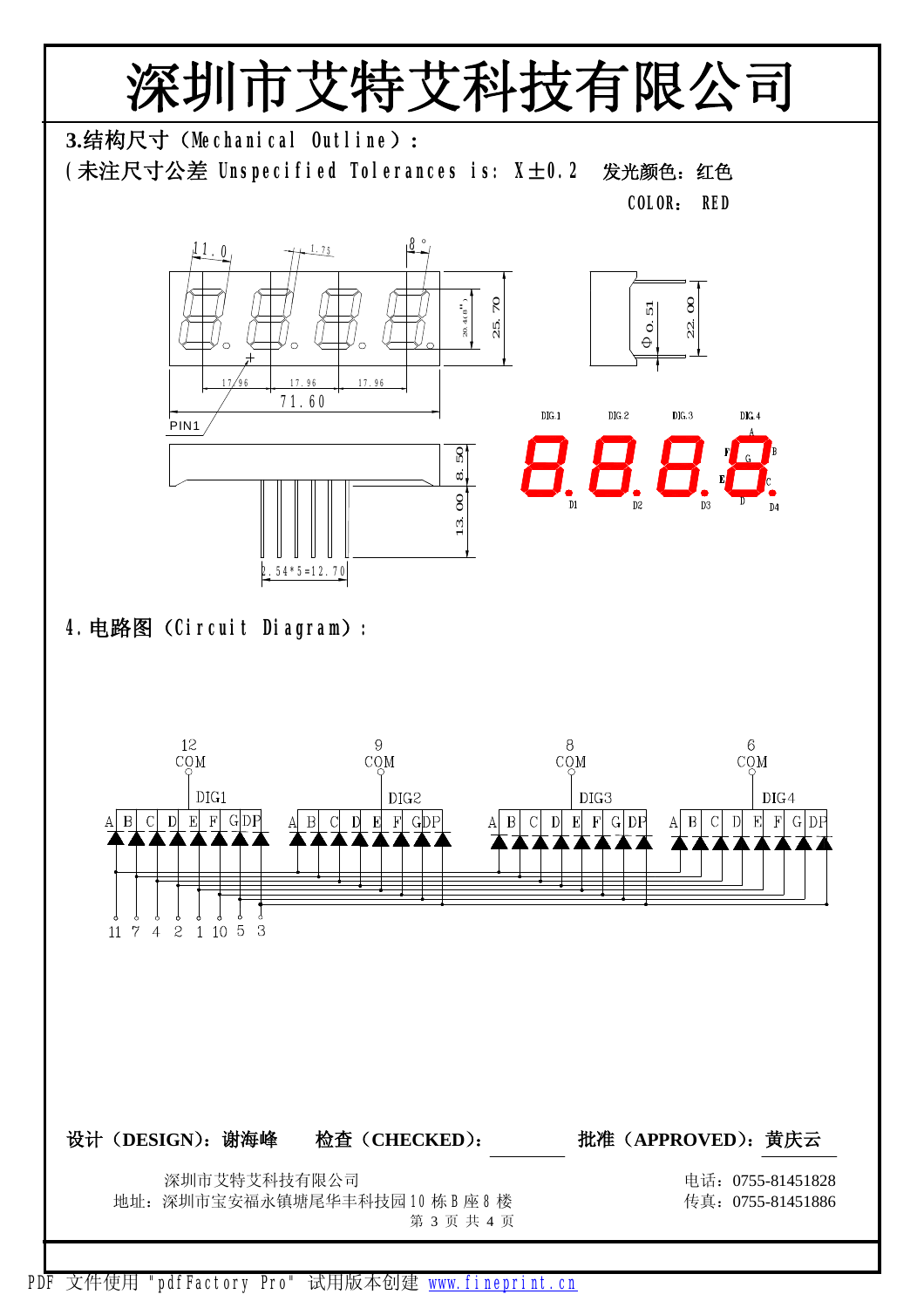# 深圳市艾特艾科技有限公司

### 3.结构尺寸（Mechanical Outline）:

(未注尺寸公差 Unspecified Tolerances is: X±0.2　　发光颜色：红色

COLOR: RED

11.0　1.75　8°

20.4(8")　25.70

Φ0.51　22.00

17.96　17.96　17.96

71.60

PIN1

8.50

13.00

2.54*5=12.70

DIG.1　DIG.2　DIG.3　DIG.4

A B C D E F G

D1　D2　D3　D4

### 4.电路图（Circuit Diagram）:

12 COM　9 COM　8 COM　6 COM

DIG1　DIG2　DIG3　DIG4

A B C D E F G DP

11 7 4 2 1 10 5 3

设计（DESIGN）：谢海峰　　检查（CHECKED）：　　批准（APPROVED）：黄庆云

深圳市艾特艾科技有限公司　　电话：0755-81451828

地址：深圳市宝安福永镇塘尾华丰科技园10栋B座8楼　　传真：0755-81451886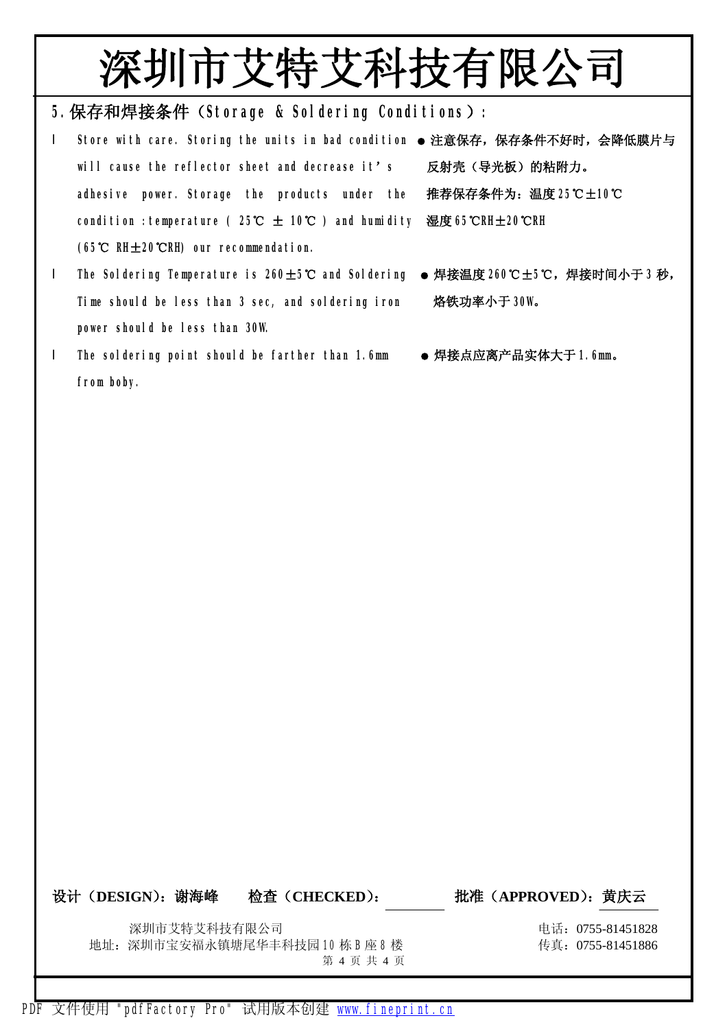## 5.保存和焊接条件（Storage & Soldering Conditions）:

- Store with care. Storing the units in bad condition will cause the reflector sheet and decrease it's adhesive power. Storage the products under the condition :temperature ( 25℃ ± 10℃ ) and humidity (65℃ RH±20℃RH) our recommendation.
- The Soldering Temperature is 260±5℃ and Soldering Time should be less than 3 sec, and soldering iron power should be less than 30W.
- The soldering point should be farther than 1.6mm from boby.

- 注意保存，保存条件不好时，会降低膜片与反射壳（导光板）的粘附力。推荐保存条件为：温度25℃±10℃ 湿度65℃RH±20℃RH
- 焊接温度260℃±5℃，焊接时间小于3秒，烙铁功率小于30W。
- 焊接点应离产品实体大于1.6mm。

**设计（DESIGN）：谢海峰　　检查（CHECKED）：　　　　批准（APPROVED）：黄庆云**

深圳市艾特艾科技有限公司
地址：深圳市宝安福永镇塘尾华丰科技园10栋B座8楼

电话：0755-81451828
传真：0755-81451886